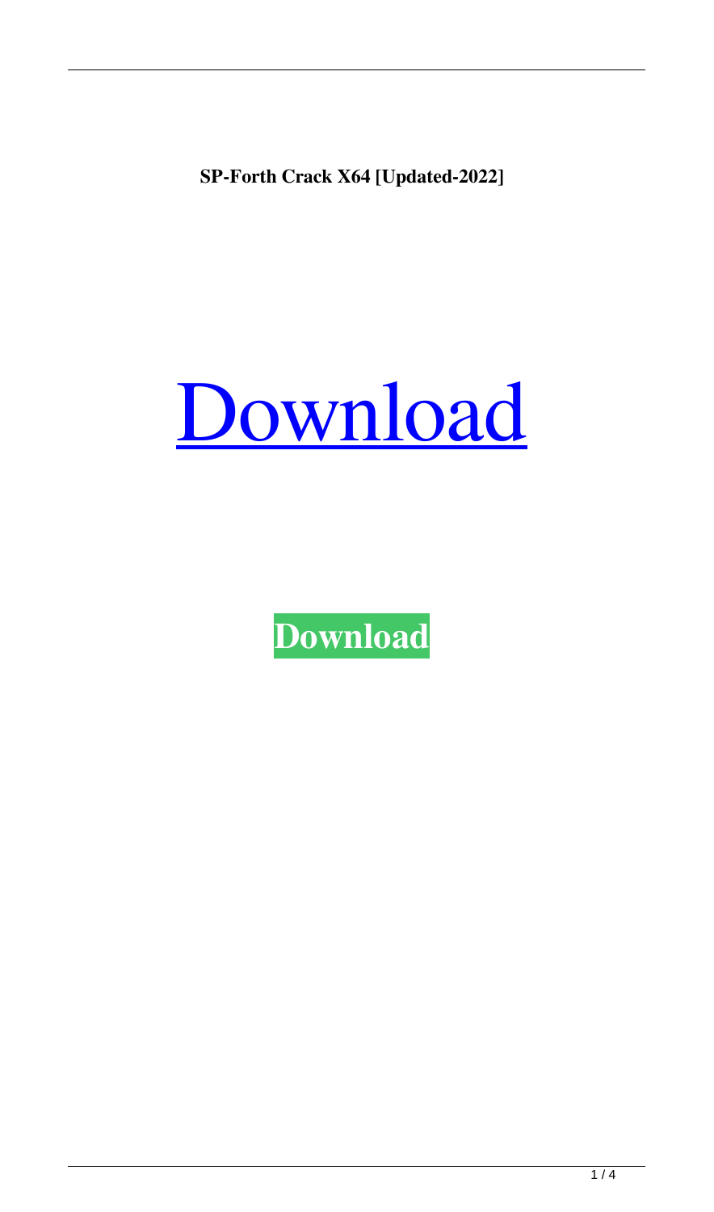**SP-Forth Crack X64 [Updated-2022]**

# Download

**Download**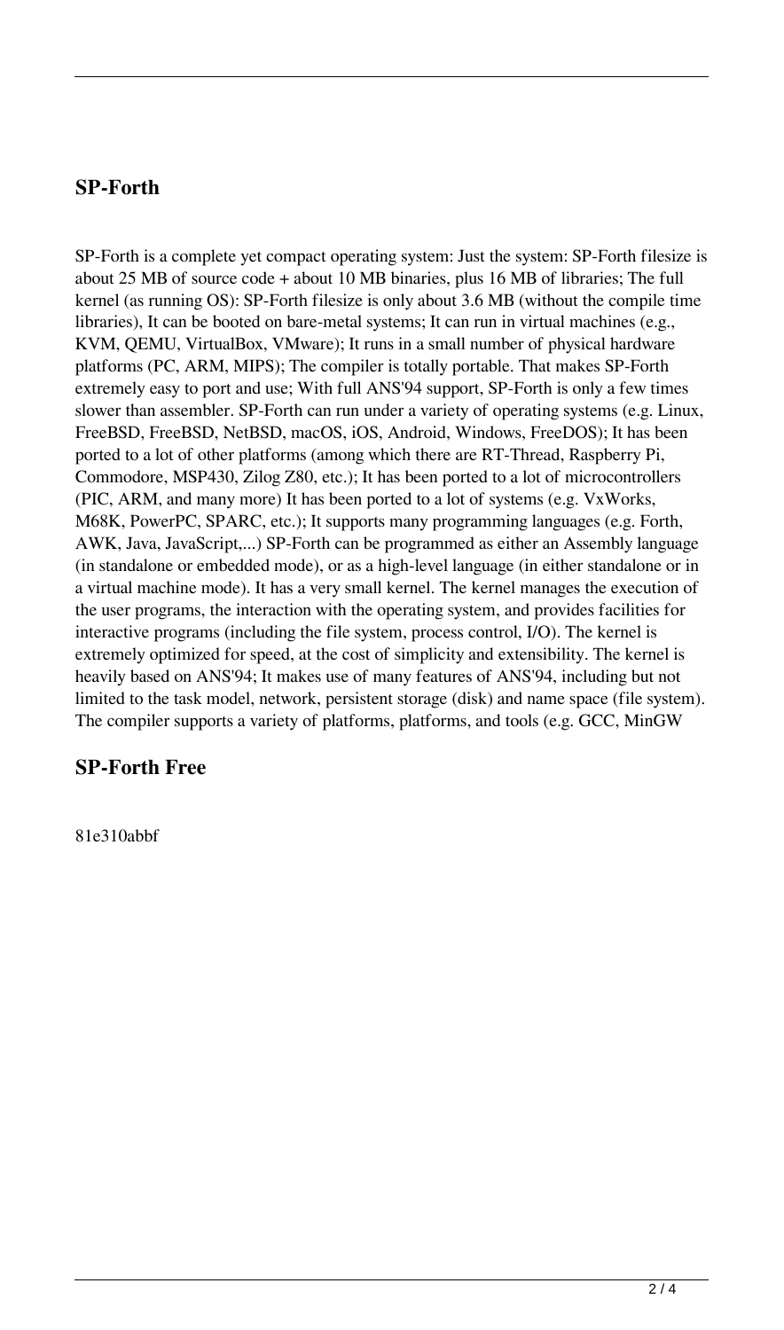## SP-Forth

SP-Forth is a complete yet compact operating system: Just the system: SP-Forth filesize is about 25 MB of source code + about 10 MB binaries, plus 16 MB of libraries; The full kernel (as running OS): SP-Forth filesize is only about 3.6 MB (without the compile time libraries), It can be booted on bare-metal systems; It can run in virtual machines (e.g., KVM, QEMU, VirtualBox, VMware); It runs in a small number of physical hardware platforms (PC, ARM, MIPS); The compiler is totally portable. That makes SP-Forth extremely easy to port and use; With full ANS'94 support, SP-Forth is only a few times slower than assembler. SP-Forth can run under a variety of operating systems (e.g. Linux, FreeBSD, FreeBSD, NetBSD, macOS, iOS, Android, Windows, FreeDOS); It has been ported to a lot of other platforms (among which there are RT-Thread, Raspberry Pi, Commodore, MSP430, Zilog Z80, etc.); It has been ported to a lot of microcontrollers (PIC, ARM, and many more) It has been ported to a lot of systems (e.g. VxWorks, M68K, PowerPC, SPARC, etc.); It supports many programming languages (e.g. Forth, AWK, Java, JavaScript,...) SP-Forth can be programmed as either an Assembly language (in standalone or embedded mode), or as a high-level language (in either standalone or in a virtual machine mode). It has a very small kernel. The kernel manages the execution of the user programs, the interaction with the operating system, and provides facilities for interactive programs (including the file system, process control, I/O). The kernel is extremely optimized for speed, at the cost of simplicity and extensibility. The kernel is heavily based on ANS'94; It makes use of many features of ANS'94, including but not limited to the task model, network, persistent storage (disk) and name space (file system). The compiler supports a variety of platforms, platforms, and tools (e.g. GCC, MinGW

## SP-Forth Free

81e310abbf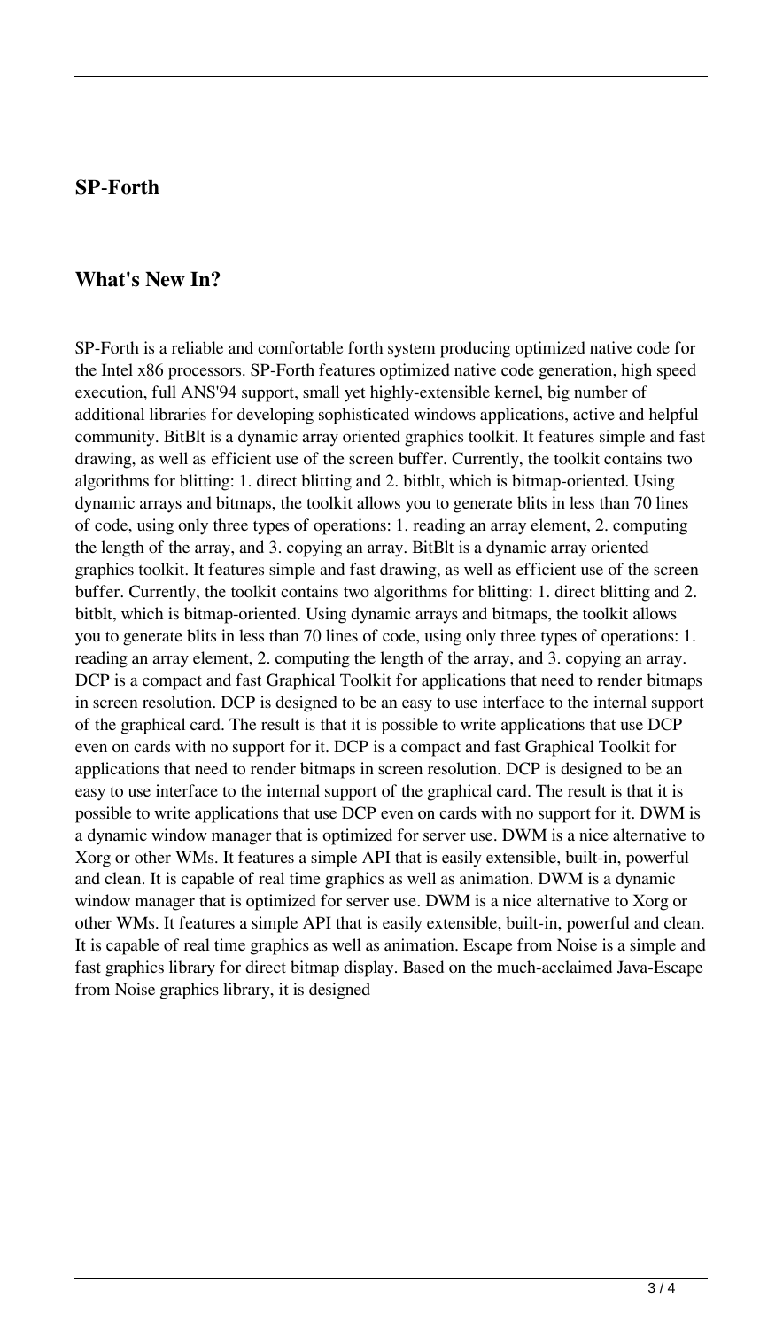## SP-Forth

## What's New In?

SP-Forth is a reliable and comfortable forth system producing optimized native code for the Intel x86 processors. SP-Forth features optimized native code generation, high speed execution, full ANS'94 support, small yet highly-extensible kernel, big number of additional libraries for developing sophisticated windows applications, active and helpful community. BitBlt is a dynamic array oriented graphics toolkit. It features simple and fast drawing, as well as efficient use of the screen buffer. Currently, the toolkit contains two algorithms for blitting: 1. direct blitting and 2. bitblt, which is bitmap-oriented. Using dynamic arrays and bitmaps, the toolkit allows you to generate blits in less than 70 lines of code, using only three types of operations: 1. reading an array element, 2. computing the length of the array, and 3. copying an array. BitBlt is a dynamic array oriented graphics toolkit. It features simple and fast drawing, as well as efficient use of the screen buffer. Currently, the toolkit contains two algorithms for blitting: 1. direct blitting and 2. bitblt, which is bitmap-oriented. Using dynamic arrays and bitmaps, the toolkit allows you to generate blits in less than 70 lines of code, using only three types of operations: 1. reading an array element, 2. computing the length of the array, and 3. copying an array. DCP is a compact and fast Graphical Toolkit for applications that need to render bitmaps in screen resolution. DCP is designed to be an easy to use interface to the internal support of the graphical card. The result is that it is possible to write applications that use DCP even on cards with no support for it. DCP is a compact and fast Graphical Toolkit for applications that need to render bitmaps in screen resolution. DCP is designed to be an easy to use interface to the internal support of the graphical card. The result is that it is possible to write applications that use DCP even on cards with no support for it. DWM is a dynamic window manager that is optimized for server use. DWM is a nice alternative to Xorg or other WMs. It features a simple API that is easily extensible, built-in, powerful and clean. It is capable of real time graphics as well as animation. DWM is a dynamic window manager that is optimized for server use. DWM is a nice alternative to Xorg or other WMs. It features a simple API that is easily extensible, built-in, powerful and clean. It is capable of real time graphics as well as animation. Escape from Noise is a simple and fast graphics library for direct bitmap display. Based on the much-acclaimed Java-Escape from Noise graphics library, it is designed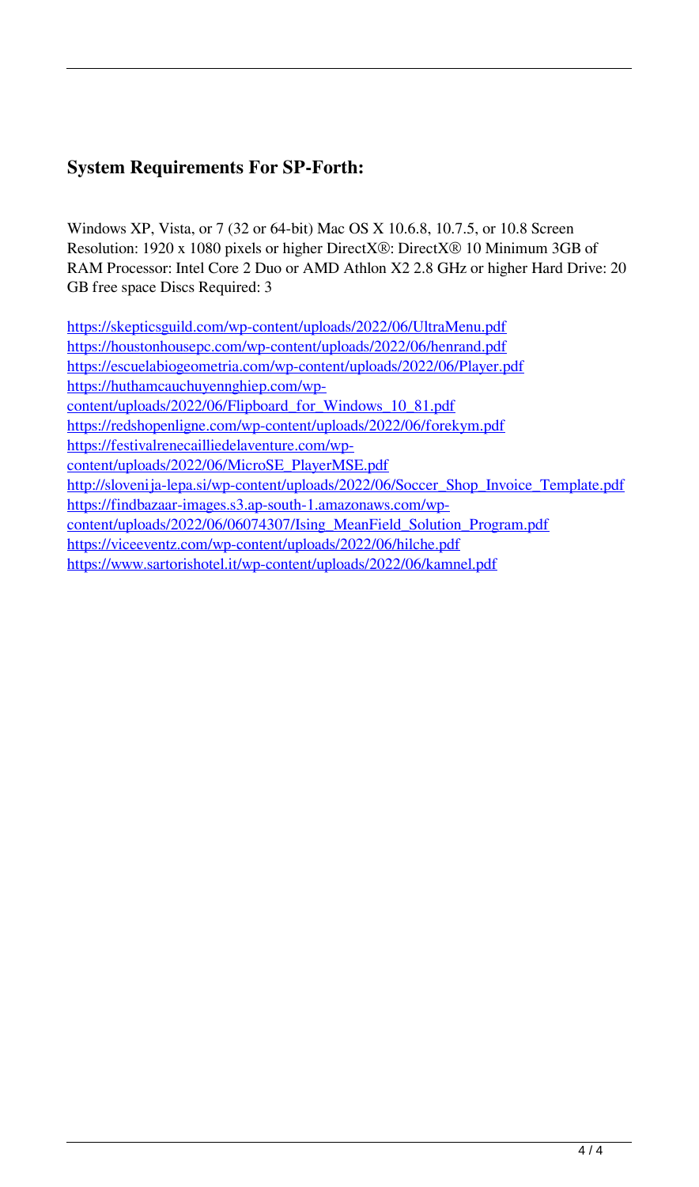## System Requirements For SP-Forth:

Windows XP, Vista, or 7 (32 or 64-bit) Mac OS X 10.6.8, 10.7.5, or 10.8 Screen Resolution: 1920 x 1080 pixels or higher DirectX®: DirectX® 10 Minimum 3GB of RAM Processor: Intel Core 2 Duo or AMD Athlon X2 2.8 GHz or higher Hard Drive: 20 GB free space Discs Required: 3

https://skepticsguild.com/wp-content/uploads/2022/06/UltraMenu.pdf
https://houstonhousepc.com/wp-content/uploads/2022/06/henrand.pdf
https://escuelabiogeometria.com/wp-content/uploads/2022/06/Player.pdf
https://huthamcauchuyennghiep.com/wp-content/uploads/2022/06/Flipboard_for_Windows_10_81.pdf
https://redshopenligne.com/wp-content/uploads/2022/06/forekym.pdf
https://festivalrenecailliedelaventure.com/wp-content/uploads/2022/06/MicroSE_PlayerMSE.pdf
http://slovenija-lepa.si/wp-content/uploads/2022/06/Soccer_Shop_Invoice_Template.pdf
https://findbazaar-images.s3.ap-south-1.amazonaws.com/wp-content/uploads/2022/06/06074307/Ising_MeanField_Solution_Program.pdf
https://viceeventz.com/wp-content/uploads/2022/06/hilche.pdf
https://www.sartorishotel.it/wp-content/uploads/2022/06/kamnel.pdf